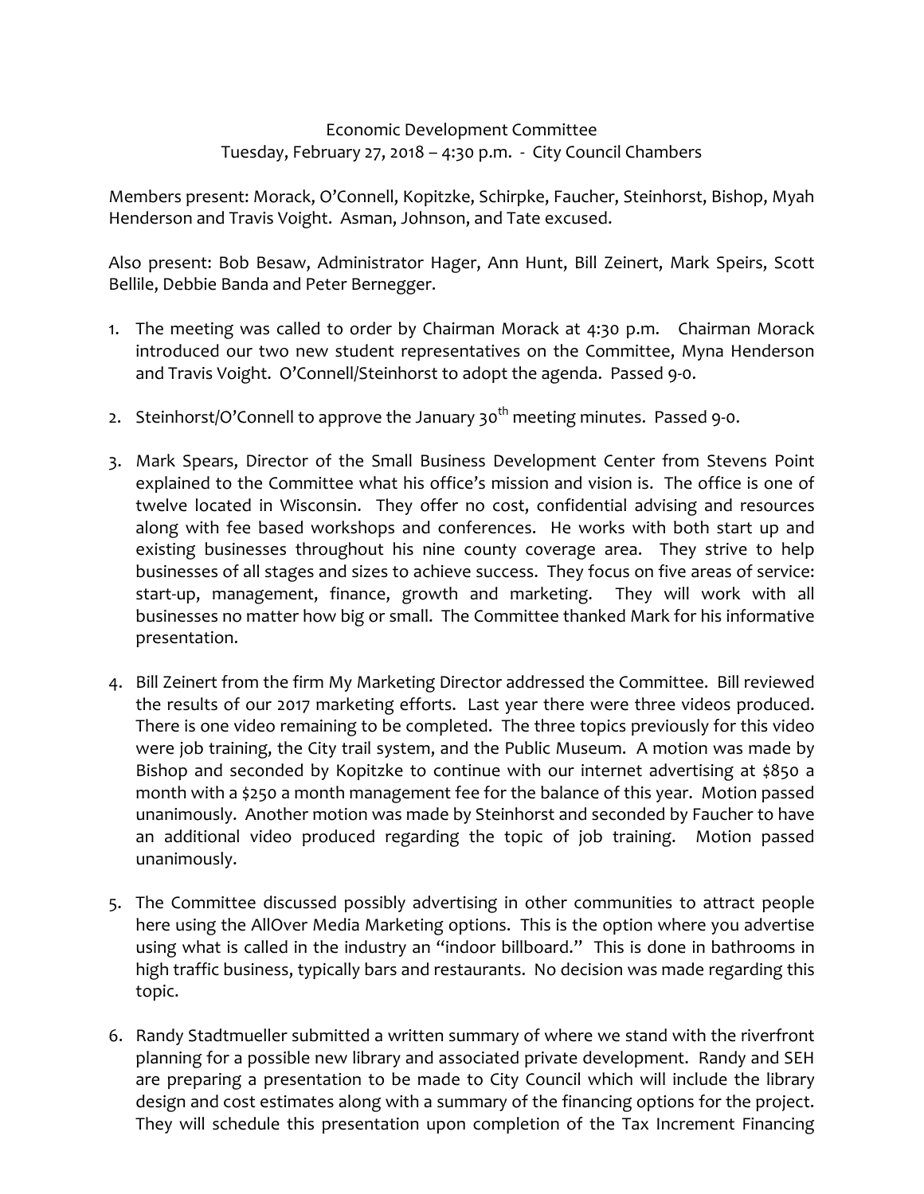Economic Development Committee
Tuesday, February 27, 2018 – 4:30 p.m. - City Council Chambers

Members present: Morack, O'Connell, Kopitzke, Schirpke, Faucher, Steinhorst, Bishop, Myah Henderson and Travis Voight. Asman, Johnson, and Tate excused.

Also present: Bob Besaw, Administrator Hager, Ann Hunt, Bill Zeinert, Mark Speirs, Scott Bellile, Debbie Banda and Peter Bernegger.

1. The meeting was called to order by Chairman Morack at 4:30 p.m. Chairman Morack introduced our two new student representatives on the Committee, Myna Henderson and Travis Voight. O'Connell/Steinhorst to adopt the agenda. Passed 9-0.

2. Steinhorst/O'Connell to approve the January 30th meeting minutes. Passed 9-0.

3. Mark Spears, Director of the Small Business Development Center from Stevens Point explained to the Committee what his office's mission and vision is. The office is one of twelve located in Wisconsin. They offer no cost, confidential advising and resources along with fee based workshops and conferences. He works with both start up and existing businesses throughout his nine county coverage area. They strive to help businesses of all stages and sizes to achieve success. They focus on five areas of service: start-up, management, finance, growth and marketing. They will work with all businesses no matter how big or small. The Committee thanked Mark for his informative presentation.

4. Bill Zeinert from the firm My Marketing Director addressed the Committee. Bill reviewed the results of our 2017 marketing efforts. Last year there were three videos produced. There is one video remaining to be completed. The three topics previously for this video were job training, the City trail system, and the Public Museum. A motion was made by Bishop and seconded by Kopitzke to continue with our internet advertising at $850 a month with a $250 a month management fee for the balance of this year. Motion passed unanimously. Another motion was made by Steinhorst and seconded by Faucher to have an additional video produced regarding the topic of job training. Motion passed unanimously.

5. The Committee discussed possibly advertising in other communities to attract people here using the AllOver Media Marketing options. This is the option where you advertise using what is called in the industry an "indoor billboard." This is done in bathrooms in high traffic business, typically bars and restaurants. No decision was made regarding this topic.

6. Randy Stadtmueller submitted a written summary of where we stand with the riverfront planning for a possible new library and associated private development. Randy and SEH are preparing a presentation to be made to City Council which will include the library design and cost estimates along with a summary of the financing options for the project. They will schedule this presentation upon completion of the Tax Increment Financing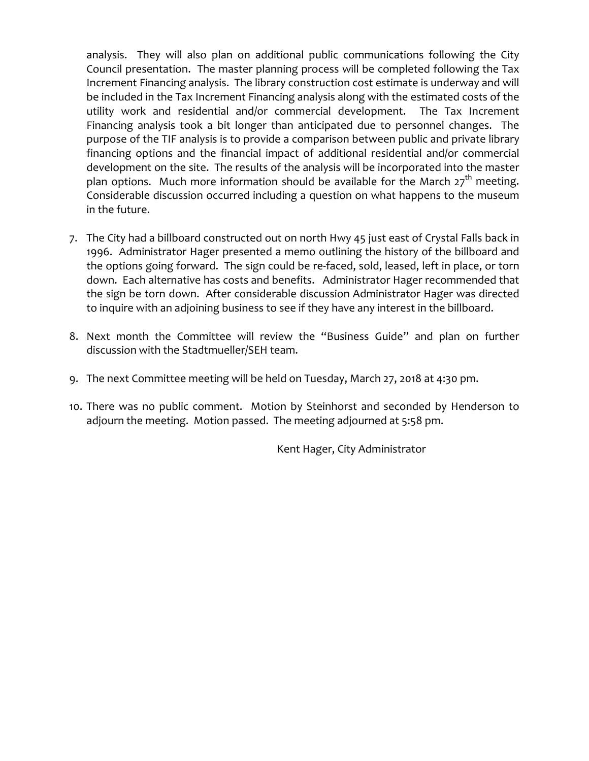analysis. They will also plan on additional public communications following the City Council presentation. The master planning process will be completed following the Tax Increment Financing analysis. The library construction cost estimate is underway and will be included in the Tax Increment Financing analysis along with the estimated costs of the utility work and residential and/or commercial development. The Tax Increment Financing analysis took a bit longer than anticipated due to personnel changes. The purpose of the TIF analysis is to provide a comparison between public and private library financing options and the financial impact of additional residential and/or commercial development on the site. The results of the analysis will be incorporated into the master plan options. Much more information should be available for the March 27th meeting. Considerable discussion occurred including a question on what happens to the museum in the future.

7. The City had a billboard constructed out on north Hwy 45 just east of Crystal Falls back in 1996. Administrator Hager presented a memo outlining the history of the billboard and the options going forward. The sign could be re-faced, sold, leased, left in place, or torn down. Each alternative has costs and benefits. Administrator Hager recommended that the sign be torn down. After considerable discussion Administrator Hager was directed to inquire with an adjoining business to see if they have any interest in the billboard.

8. Next month the Committee will review the "Business Guide" and plan on further discussion with the Stadtmueller/SEH team.

9. The next Committee meeting will be held on Tuesday, March 27, 2018 at 4:30 pm.

10. There was no public comment. Motion by Steinhorst and seconded by Henderson to adjourn the meeting. Motion passed. The meeting adjourned at 5:58 pm.

Kent Hager, City Administrator